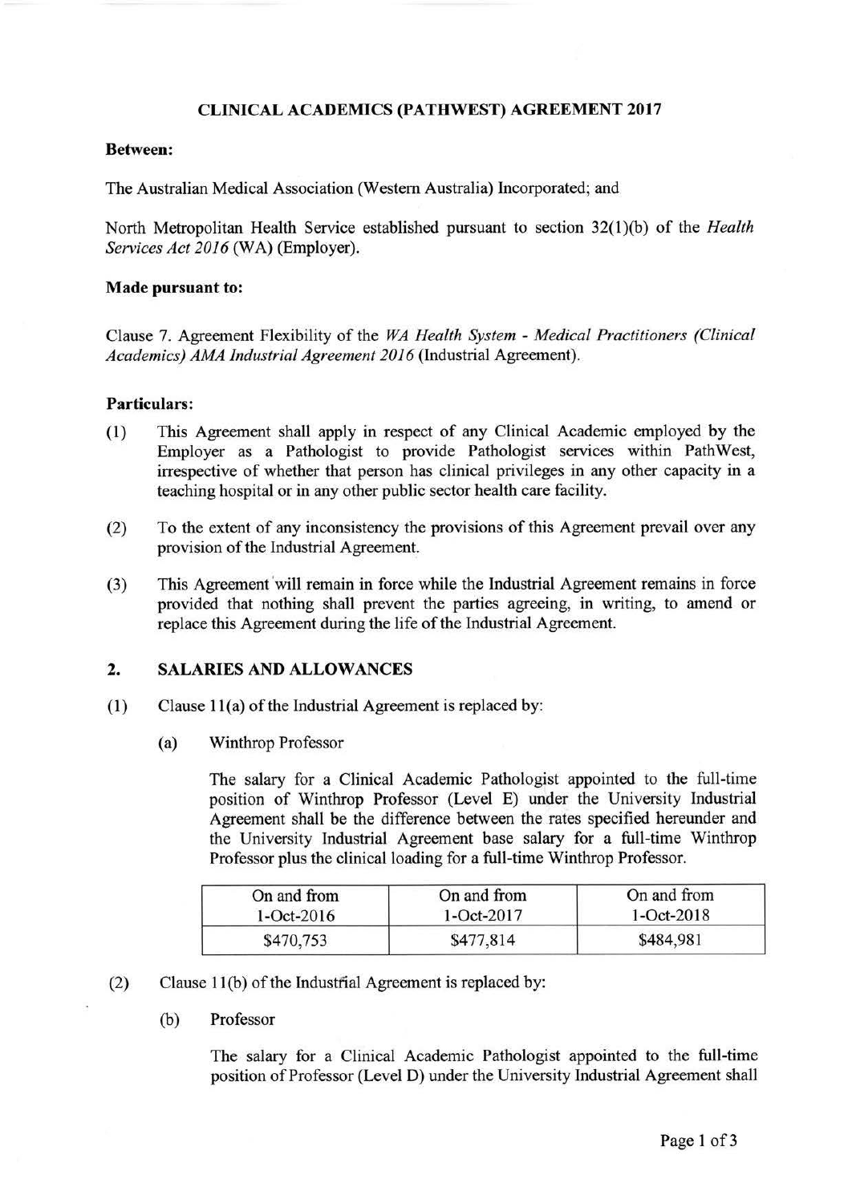# CLINICAL ACADEMICS (PATHWEST) AGREEMENT 2017

**Between:**

The Australian Medical Association (Western Australia) Incorporated; and

North Metropolitan Health Service established pursuant to section 32(1)(b) of the *Health Services Act 2016* (WA) (Employer).

**Made pursuant to:**

Clause 7. Agreement Flexibility of the *WA Health System - Medical Practitioners (Clinical Academics) AMA Industrial Agreement 2016* (Industrial Agreement).

**Particulars:**

(1) This Agreement shall apply in respect of any Clinical Academic employed by the Employer as a Pathologist to provide Pathologist services within PathWest, irrespective of whether that person has clinical privileges in any other capacity in a teaching hospital or in any other public sector health care facility.

(2) To the extent of any inconsistency the provisions of this Agreement prevail over any provision of the Industrial Agreement.

(3) This Agreement will remain in force while the Industrial Agreement remains in force provided that nothing shall prevent the parties agreeing, in writing, to amend or replace this Agreement during the life of the Industrial Agreement.

## 2. SALARIES AND ALLOWANCES

(1) Clause 11(a) of the Industrial Agreement is replaced by:

(a) Winthrop Professor

The salary for a Clinical Academic Pathologist appointed to the full-time position of Winthrop Professor (Level E) under the University Industrial Agreement shall be the difference between the rates specified hereunder and the University Industrial Agreement base salary for a full-time Winthrop Professor plus the clinical loading for a full-time Winthrop Professor.

| On and from 1-Oct-2016 | On and from 1-Oct-2017 | On and from 1-Oct-2018 |
|---|---|---|
| $470,753 | $477,814 | $484,981 |

(2) Clause 11(b) of the Industrial Agreement is replaced by:

(b) Professor

The salary for a Clinical Academic Pathologist appointed to the full-time position of Professor (Level D) under the University Industrial Agreement shall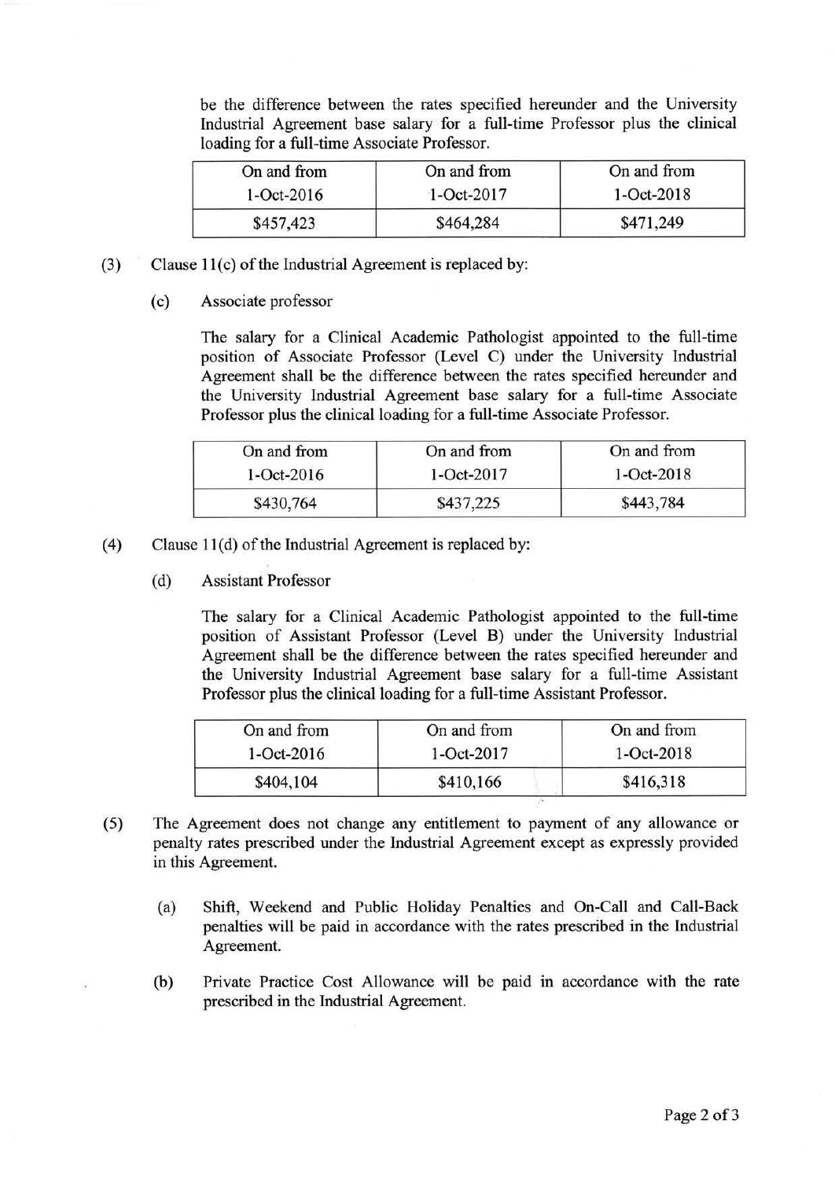be the difference between the rates specified hereunder and the University Industrial Agreement base salary for a full-time Professor plus the clinical loading for a full-time Associate Professor.

| On and from 1-Oct-2016 | On and from 1-Oct-2017 | On and from 1-Oct-2018 |
|---|---|---|
| $457,423 | $464,284 | $471,249 |

(3) Clause 11(c) of the Industrial Agreement is replaced by:

(c) Associate professor

The salary for a Clinical Academic Pathologist appointed to the full-time position of Associate Professor (Level C) under the University Industrial Agreement shall be the difference between the rates specified hereunder and the University Industrial Agreement base salary for a full-time Associate Professor plus the clinical loading for a full-time Associate Professor.

| On and from 1-Oct-2016 | On and from 1-Oct-2017 | On and from 1-Oct-2018 |
|---|---|---|
| $430,764 | $437,225 | $443,784 |

(4) Clause 11(d) of the Industrial Agreement is replaced by:

(d) Assistant Professor

The salary for a Clinical Academic Pathologist appointed to the full-time position of Assistant Professor (Level B) under the University Industrial Agreement shall be the difference between the rates specified hereunder and the University Industrial Agreement base salary for a full-time Assistant Professor plus the clinical loading for a full-time Assistant Professor.

| On and from 1-Oct-2016 | On and from 1-Oct-2017 | On and from 1-Oct-2018 |
|---|---|---|
| $404,104 | $410,166 | $416,318 |

(5) The Agreement does not change any entitlement to payment of any allowance or penalty rates prescribed under the Industrial Agreement except as expressly provided in this Agreement.

(a) Shift, Weekend and Public Holiday Penalties and On-Call and Call-Back penalties will be paid in accordance with the rates prescribed in the Industrial Agreement.

(b) Private Practice Cost Allowance will be paid in accordance with the rate prescribed in the Industrial Agreement.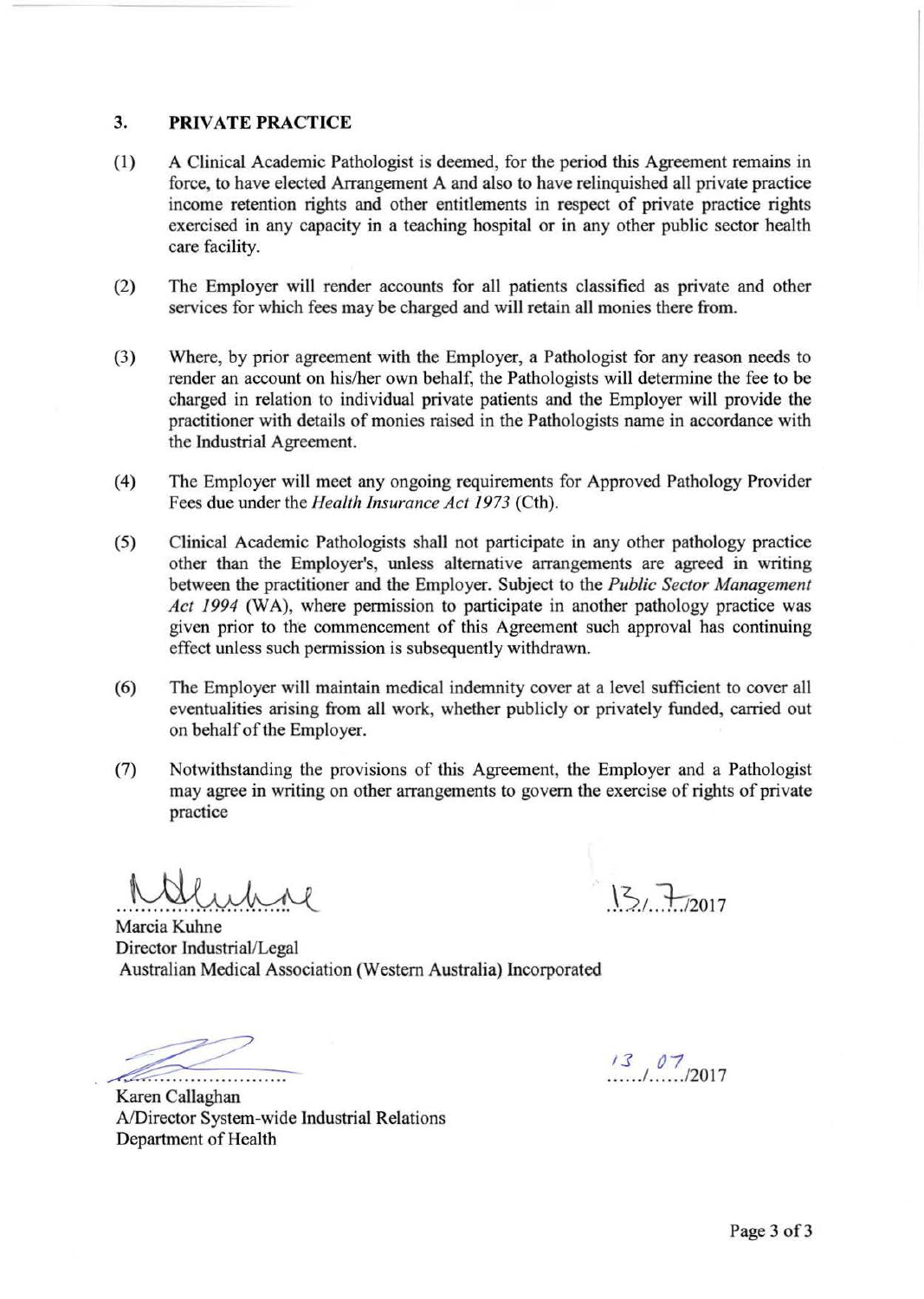## 3. PRIVATE PRACTICE

(1) A Clinical Academic Pathologist is deemed, for the period this Agreement remains in force, to have elected Arrangement A and also to have relinquished all private practice income retention rights and other entitlements in respect of private practice rights exercised in any capacity in a teaching hospital or in any other public sector health care facility.

(2) The Employer will render accounts for all patients classified as private and other services for which fees may be charged and will retain all monies there from.

(3) Where, by prior agreement with the Employer, a Pathologist for any reason needs to render an account on his/her own behalf, the Pathologists will determine the fee to be charged in relation to individual private patients and the Employer will provide the practitioner with details of monies raised in the Pathologists name in accordance with the Industrial Agreement.

(4) The Employer will meet any ongoing requirements for Approved Pathology Provider Fees due under the *Health Insurance Act 1973* (Cth).

(5) Clinical Academic Pathologists shall not participate in any other pathology practice other than the Employer's, unless alternative arrangements are agreed in writing between the practitioner and the Employer. Subject to the *Public Sector Management Act 1994* (WA), where permission to participate in another pathology practice was given prior to the commencement of this Agreement such approval has continuing effect unless such permission is subsequently withdrawn.

(6) The Employer will maintain medical indemnity cover at a level sufficient to cover all eventualities arising from all work, whether publicly or privately funded, carried out on behalf of the Employer.

(7) Notwithstanding the provisions of this Agreement, the Employer and a Pathologist may agree in writing on other arrangements to govern the exercise of rights of private practice

..........................  13/7/2017

Marcia Kuhne
Director Industrial/Legal
Australian Medical Association (Western Australia) Incorporated

..........................  13/07/2017

Karen Callaghan
A/Director System-wide Industrial Relations
Department of Health